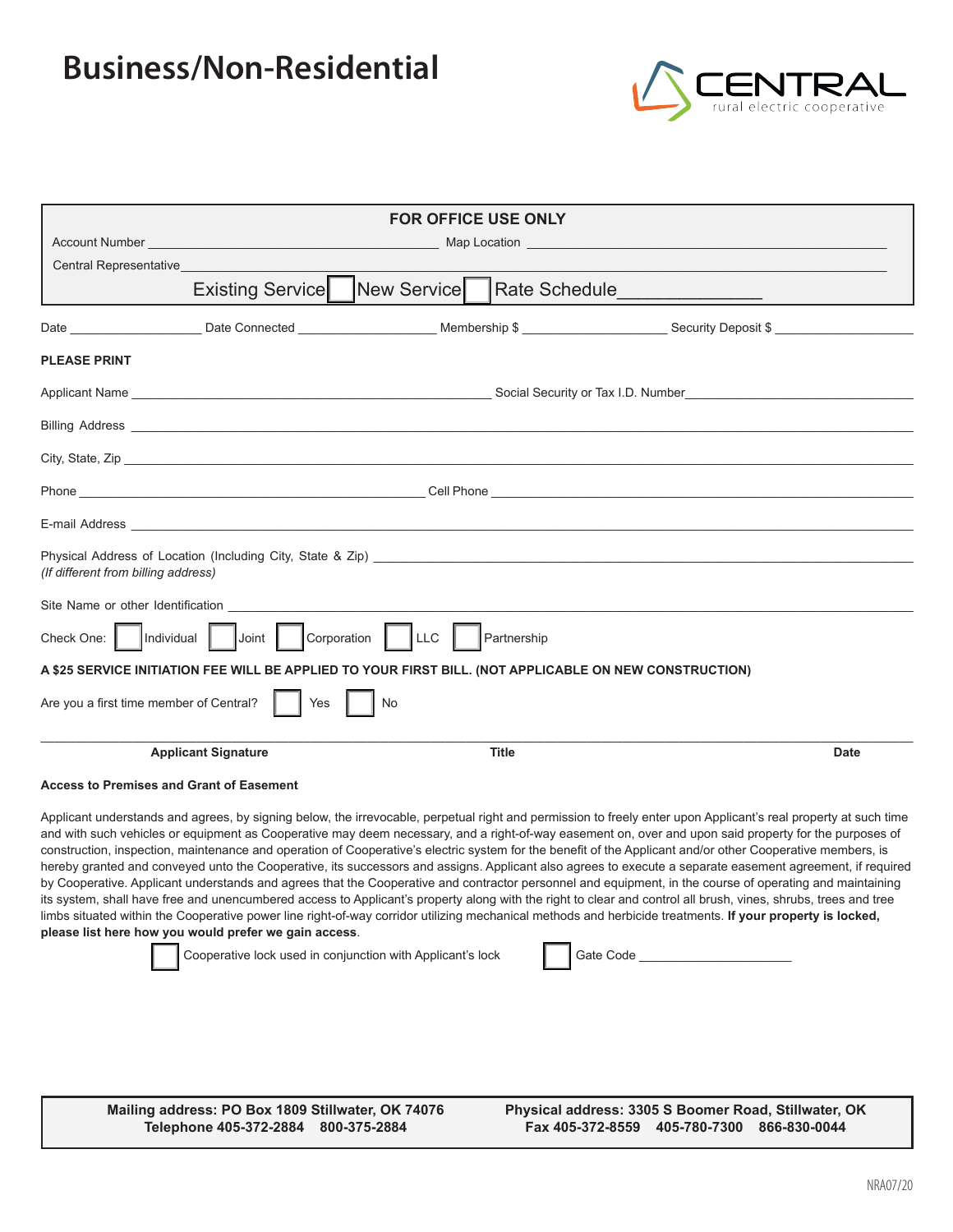# Business/Non-Residential

CENTRAL rural electric cooperative

**FOR OFFICE USE ONLY**

Account Number ________________________ Map Location ________________________

Central Representative ________________________________________________

Existing Service ☐ New Service ☐ Rate Schedule ____________

Date ______________ Date Connected ______________ Membership $ ______________ Security Deposit $ ______________

**PLEASE PRINT**

Applicant Name ________________________________ Social Security or Tax I.D. Number ________________________

Billing Address ________________________________________________

City, State, Zip ________________________________________________

Phone ________________________ Cell Phone ________________________

E-mail Address ________________________________________________

Physical Address of Location (Including City, State & Zip) ________________________________
*(If different from billing address)*

Site Name or other Identification ________________________________________________

Check One: ☐ Individual ☐ Joint ☐ Corporation ☐ LLC ☐ Partnership

**A $25 SERVICE INITIATION FEE WILL BE APPLIED TO YOUR FIRST BILL. (NOT APPLICABLE ON NEW CONSTRUCTION)**

Are you a first time member of Central? ☐ Yes ☐ No

______________________________________________________________________

**Applicant Signature** **Title** **Date**

**Access to Premises and Grant of Easement**

Applicant understands and agrees, by signing below, the irrevocable, perpetual right and permission to freely enter upon Applicant's real property at such time and with such vehicles or equipment as Cooperative may deem necessary, and a right-of-way easement on, over and upon said property for the purposes of construction, inspection, maintenance and operation of Cooperative's electric system for the benefit of the Applicant and/or other Cooperative members, is hereby granted and conveyed unto the Cooperative, its successors and assigns. Applicant also agrees to execute a separate easement agreement, if required by Cooperative. Applicant understands and agrees that the Cooperative and contractor personnel and equipment, in the course of operating and maintaining its system, shall have free and unencumbered access to Applicant's property along with the right to clear and control all brush, vines, shrubs, trees and tree limbs situated within the Cooperative power line right-of-way corridor utilizing mechanical methods and herbicide treatments. **If your property is locked, please list here how you would prefer we gain access**.

☐ Cooperative lock used in conjunction with Applicant's lock ☐ Gate Code ____________________

**Mailing address: PO Box 1809 Stillwater, OK 74076**
**Telephone 405-372-2884 800-375-2884**

**Physical address: 3305 S Boomer Road, Stillwater, OK**
**Fax 405-372-8559 405-780-7300 866-830-0044**

NRA07/20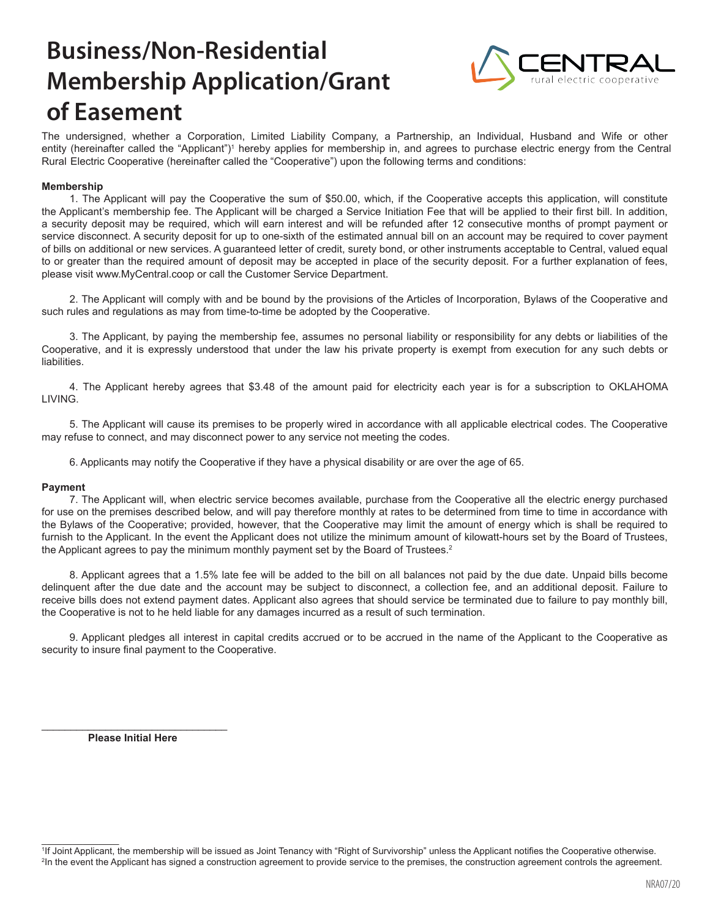# Business/Non-Residential Membership Application/Grant of Easement

CENTRAL rural electric cooperative

The undersigned, whether a Corporation, Limited Liability Company, a Partnership, an Individual, Husband and Wife or other entity (hereinafter called the "Applicant")[1] hereby applies for membership in, and agrees to purchase electric energy from the Central Rural Electric Cooperative (hereinafter called the "Cooperative") upon the following terms and conditions:

**Membership**

1. The Applicant will pay the Cooperative the sum of $50.00, which, if the Cooperative accepts this application, will constitute the Applicant's membership fee. The Applicant will be charged a Service Initiation Fee that will be applied to their first bill. In addition, a security deposit may be required, which will earn interest and will be refunded after 12 consecutive months of prompt payment or service disconnect. A security deposit for up to one-sixth of the estimated annual bill on an account may be required to cover payment of bills on additional or new services. A guaranteed letter of credit, surety bond, or other instruments acceptable to Central, valued equal to or greater than the required amount of deposit may be accepted in place of the security deposit. For a further explanation of fees, please visit www.MyCentral.coop or call the Customer Service Department.

2. The Applicant will comply with and be bound by the provisions of the Articles of Incorporation, Bylaws of the Cooperative and such rules and regulations as may from time-to-time be adopted by the Cooperative.

3. The Applicant, by paying the membership fee, assumes no personal liability or responsibility for any debts or liabilities of the Cooperative, and it is expressly understood that under the law his private property is exempt from execution for any such debts or liabilities.

4. The Applicant hereby agrees that $3.48 of the amount paid for electricity each year is for a subscription to OKLAHOMA LIVING.

5. The Applicant will cause its premises to be properly wired in accordance with all applicable electrical codes. The Cooperative may refuse to connect, and may disconnect power to any service not meeting the codes.

6. Applicants may notify the Cooperative if they have a physical disability or are over the age of 65.

**Payment**

7. The Applicant will, when electric service becomes available, purchase from the Cooperative all the electric energy purchased for use on the premises described below, and will pay therefore monthly at rates to be determined from time to time in accordance with the Bylaws of the Cooperative; provided, however, that the Cooperative may limit the amount of energy which is shall be required to furnish to the Applicant. In the event the Applicant does not utilize the minimum amount of kilowatt-hours set by the Board of Trustees, the Applicant agrees to pay the minimum monthly payment set by the Board of Trustees.[2]

8. Applicant agrees that a 1.5% late fee will be added to the bill on all balances not paid by the due date. Unpaid bills become delinquent after the due date and the account may be subject to disconnect, a collection fee, and an additional deposit. Failure to receive bills does not extend payment dates. Applicant also agrees that should service be terminated due to failure to pay monthly bill, the Cooperative is not to he held liable for any damages incurred as a result of such termination.

9. Applicant pledges all interest in capital credits accrued or to be accrued in the name of the Applicant to the Cooperative as security to insure final payment to the Cooperative.

\_\_\_\_\_\_\_\_\_\_\_\_\_\_\_\_\_\_\_\_\_\_\_\_\_\_\_\_\_\_\_\_

**Please Initial Here**

[1]If Joint Applicant, the membership will be issued as Joint Tenancy with "Right of Survivorship" unless the Applicant notifies the Cooperative otherwise.

[2]In the event the Applicant has signed a construction agreement to provide service to the premises, the construction agreement controls the agreement.

NRA07/20